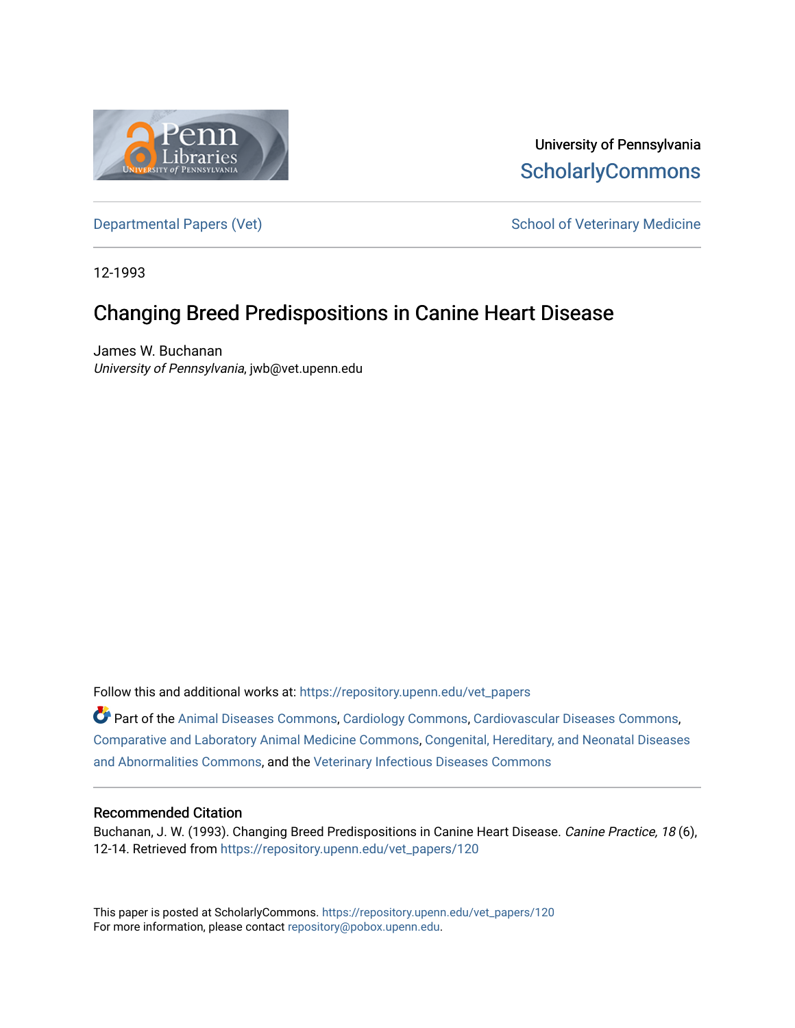University of Pennsylvania
ScholarlyCommons

Departmental Papers (Vet) | School of Veterinary Medicine

12-1993

# Changing Breed Predispositions in Canine Heart Disease

James W. Buchanan
*University of Pennsylvania*, jwb@vet.upenn.edu

Follow this and additional works at: https://repository.upenn.edu/vet_papers

Part of the Animal Diseases Commons, Cardiology Commons, Cardiovascular Diseases Commons, Comparative and Laboratory Animal Medicine Commons, Congenital, Hereditary, and Neonatal Diseases and Abnormalities Commons, and the Veterinary Infectious Diseases Commons

## Recommended Citation

Buchanan, J. W. (1993). Changing Breed Predispositions in Canine Heart Disease. *Canine Practice, 18* (6), 12-14. Retrieved from https://repository.upenn.edu/vet_papers/120

This paper is posted at ScholarlyCommons. https://repository.upenn.edu/vet_papers/120
For more information, please contact repository@pobox.upenn.edu.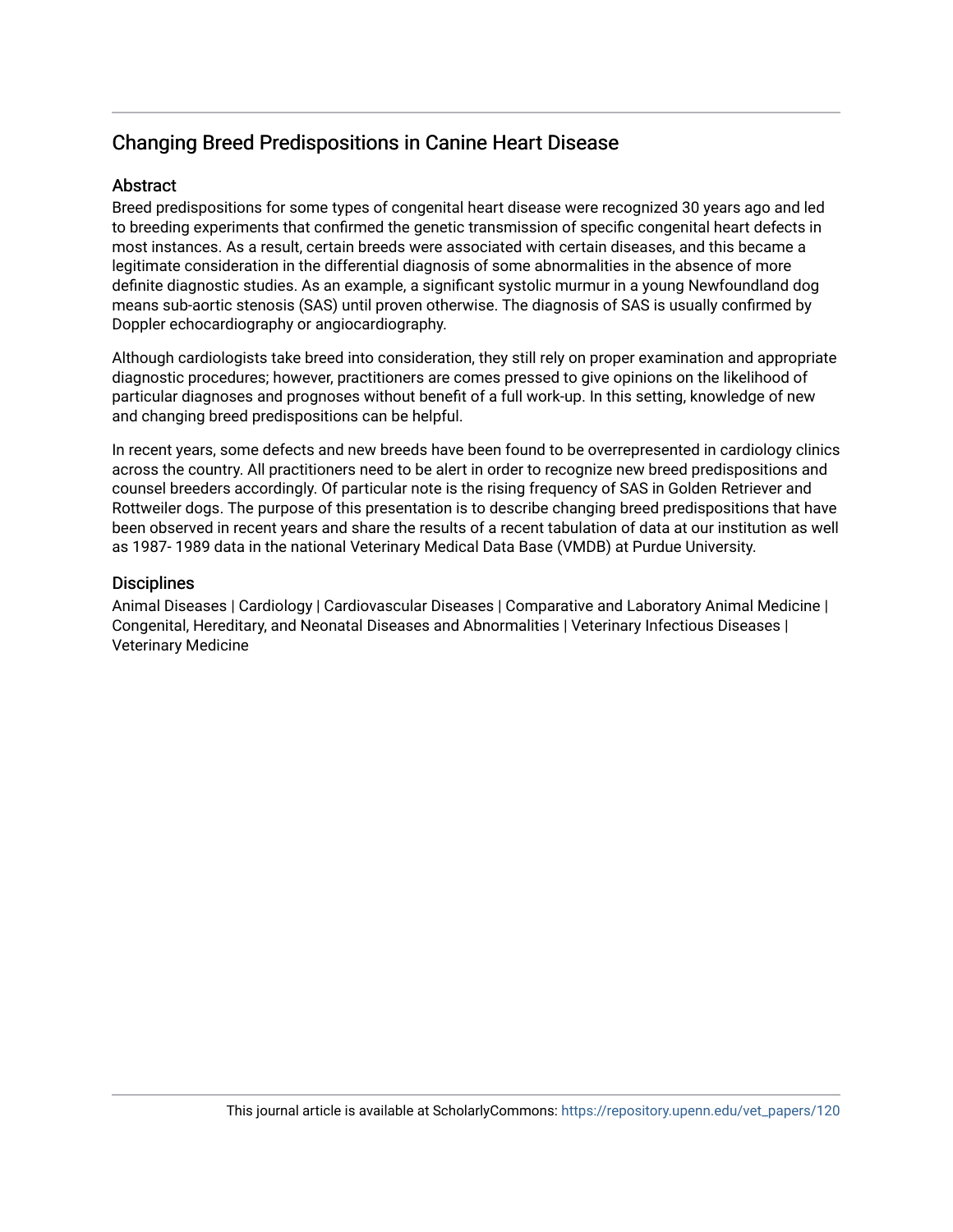## Changing Breed Predispositions in Canine Heart Disease

### Abstract

Breed predispositions for some types of congenital heart disease were recognized 30 years ago and led to breeding experiments that confirmed the genetic transmission of specific congenital heart defects in most instances. As a result, certain breeds were associated with certain diseases, and this became a legitimate consideration in the differential diagnosis of some abnormalities in the absence of more definite diagnostic studies. As an example, a significant systolic murmur in a young Newfoundland dog means sub-aortic stenosis (SAS) until proven otherwise. The diagnosis of SAS is usually confirmed by Doppler echocardiography or angiocardiography.

Although cardiologists take breed into consideration, they still rely on proper examination and appropriate diagnostic procedures; however, practitioners are comes pressed to give opinions on the likelihood of particular diagnoses and prognoses without benefit of a full work-up. In this setting, knowledge of new and changing breed predispositions can be helpful.

In recent years, some defects and new breeds have been found to be overrepresented in cardiology clinics across the country. All practitioners need to be alert in order to recognize new breed predispositions and counsel breeders accordingly. Of particular note is the rising frequency of SAS in Golden Retriever and Rottweiler dogs. The purpose of this presentation is to describe changing breed predispositions that have been observed in recent years and share the results of a recent tabulation of data at our institution as well as 1987- 1989 data in the national Veterinary Medical Data Base (VMDB) at Purdue University.

### Disciplines

Animal Diseases | Cardiology | Cardiovascular Diseases | Comparative and Laboratory Animal Medicine | Congenital, Hereditary, and Neonatal Diseases and Abnormalities | Veterinary Infectious Diseases | Veterinary Medicine

This journal article is available at ScholarlyCommons: https://repository.upenn.edu/vet_papers/120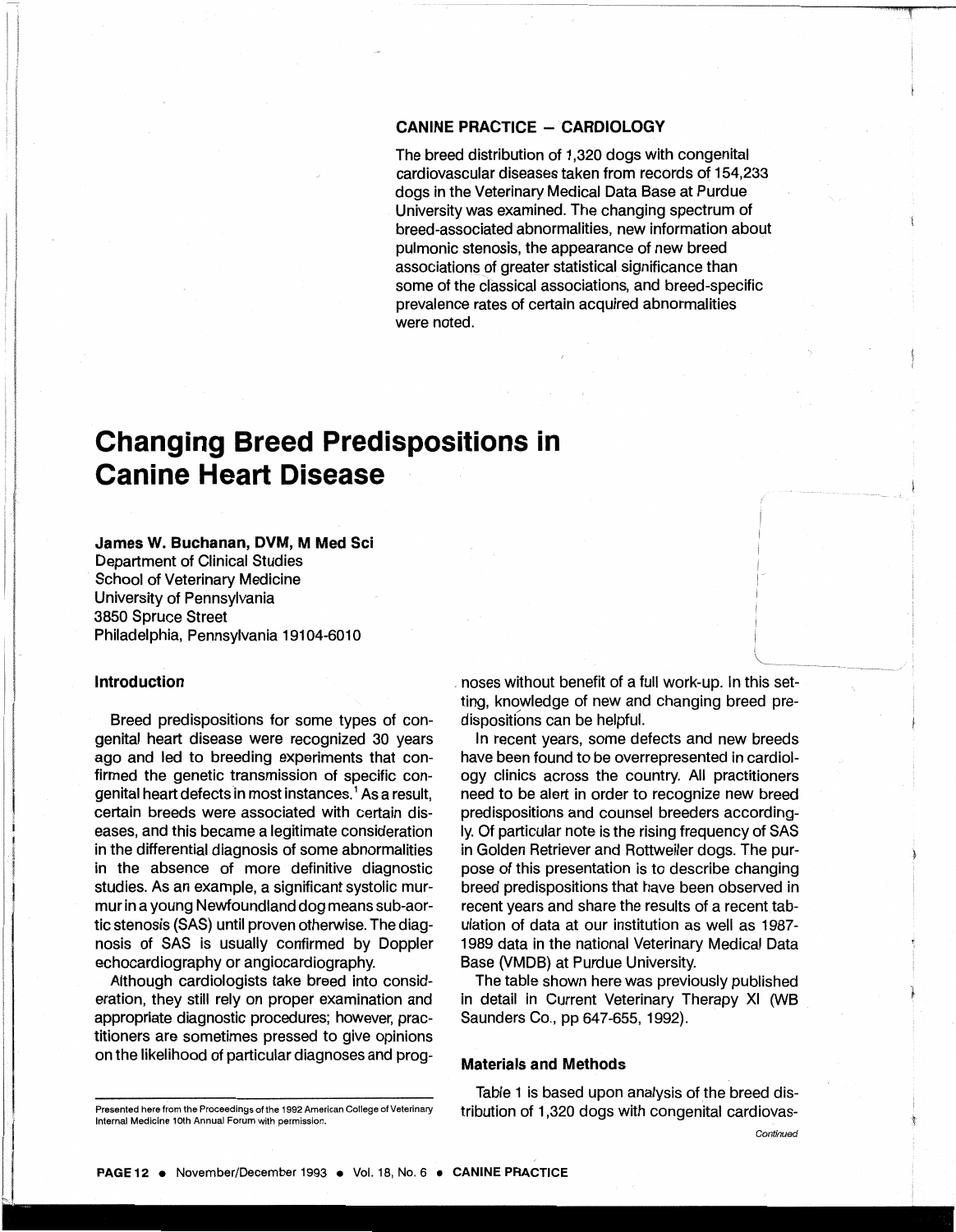**CANINE PRACTICE – CARDIOLOGY**

The breed distribution of 1,320 dogs with congenital cardiovascular diseases taken from records of 154,233 dogs in the Veterinary Medical Data Base at Purdue University was examined. The changing spectrum of breed-associated abnormalities, new information about pulmonic stenosis, the appearance of new breed associations of greater statistical significance than some of the classical associations, and breed-specific prevalence rates of certain acquired abnormalities were noted.

# Changing Breed Predispositions in Canine Heart Disease

**James W. Buchanan, DVM, M Med Sci**
Department of Clinical Studies
School of Veterinary Medicine
University of Pennsylvania
3850 Spruce Street
Philadelphia, Pennsylvania 19104-6010

## Introduction

Breed predispositions for some types of congenital heart disease were recognized 30 years ago and led to breeding experiments that confirmed the genetic transmission of specific congenital heart defects in most instances.[1] As a result, certain breeds were associated with certain diseases, and this became a legitimate consideration in the differential diagnosis of some abnormalities in the absence of more definitive diagnostic studies. As an example, a significant systolic murmur in a young Newfoundland dog means sub-aortic stenosis (SAS) until proven otherwise. The diagnosis of SAS is usually confirmed by Doppler echocardiography or angiocardiography.

Although cardiologists take breed into consideration, they still rely on proper examination and appropriate diagnostic procedures; however, practitioners are sometimes pressed to give opinions on the likelihood of particular diagnoses and prognoses without benefit of a full work-up. In this setting, knowledge of new and changing breed predispositions can be helpful.

In recent years, some defects and new breeds have been found to be overrepresented in cardiology clinics across the country. All practitioners need to be alert in order to recognize new breed predispositions and counsel breeders accordingly. Of particular note is the rising frequency of SAS in Golden Retriever and Rottweiler dogs. The purpose of this presentation is to describe changing breed predispositions that have been observed in recent years and share the results of a recent tabulation of data at our institution as well as 1987-1989 data in the national Veterinary Medical Data Base (VMDB) at Purdue University.

The table shown here was previously published in detail in Current Veterinary Therapy XI (WB Saunders Co., pp 647-655, 1992).

## Materials and Methods

Table 1 is based upon analysis of the breed distribution of 1,320 dogs with congenital cardiovas-

*Continued*

Presented here from the Proceedings of the 1992 American College of Veterinary Internal Medicine 10th Annual Forum with permission.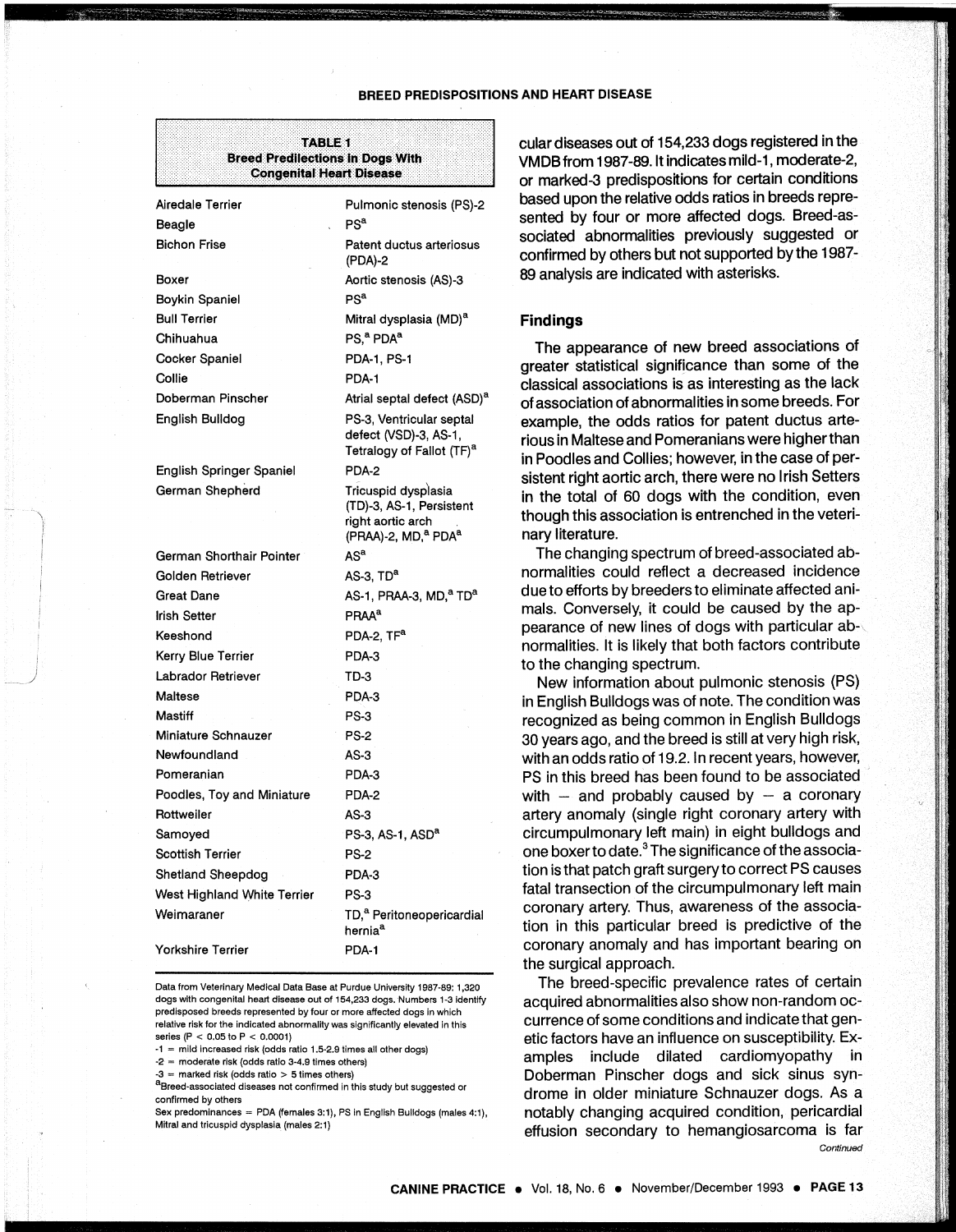**TABLE 1**
**Breed Predilections in Dogs With Congenital Heart Disease**

| Breed | Condition |
|---|---|
| Airedale Terrier | Pulmonic stenosis (PS)-2 |
| Beagle | PS[a] |
| Bichon Frise | Patent ductus arteriosus (PDA)-2 |
| Boxer | Aortic stenosis (AS)-3 |
| Boykin Spaniel | PS[a] |
| Bull Terrier | Mitral dysplasia (MD)[a] |
| Chihuahua | PS,[a] PDA[a] |
| Cocker Spaniel | PDA-1, PS-1 |
| Collie | PDA-1 |
| Doberman Pinscher | Atrial septal defect (ASD)[a] |
| English Bulldog | PS-3, Ventricular septal defect (VSD)-3, AS-1, Tetralogy of Fallot (TF)[a] |
| English Springer Spaniel | PDA-2 |
| German Shepherd | Tricuspid dysplasia (TD)-3, AS-1, Persistent right aortic arch (PRAA)-2, MD,[a] PDA[a] |
| German Shorthair Pointer | AS[a] |
| Golden Retriever | AS-3, TD[a] |
| Great Dane | AS-1, PRAA-3, MD,[a] TD[a] |
| Irish Setter | PRAA[a] |
| Keeshond | PDA-2, TF[a] |
| Kerry Blue Terrier | PDA-3 |
| Labrador Retriever | TD-3 |
| Maltese | PDA-3 |
| Mastiff | PS-3 |
| Miniature Schnauzer | PS-2 |
| Newfoundland | AS-3 |
| Pomeranian | PDA-3 |
| Poodles, Toy and Miniature | PDA-2 |
| Rottweiler | AS-3 |
| Samoyed | PS-3, AS-1, ASD[a] |
| Scottish Terrier | PS-2 |
| Shetland Sheepdog | PDA-3 |
| West Highland White Terrier | PS-3 |
| Weimaraner | TD,[a] Peritoneopericardial hernia[a] |
| Yorkshire Terrier | PDA-1 |

Data from Veterinary Medical Data Base at Purdue University 1987-89: 1,320 dogs with congenital heart disease out of 154,233 dogs registered. Numbers 1-3 identify predisposed breeds represented by four or more affected dogs in which relative risk for the indicated abnormality was significantly elevated in this series ($P < 0.05$ to $P < 0.0001$)

-1 = mild increased risk (odds ratio 1.5-2.9 times all other dogs)

-2 = moderate risk (odds ratio 3-4.9 times others)

-3 = marked risk (odds ratio > 5 times others)

[a]Breed-associated diseases not confirmed in this study but suggested or confirmed by others

Sex predominances = PDA (females 3:1), PS in English Bulldogs (males 4:1), Mitral and tricuspid dysplasia (males 2:1)

cular diseases out of 154,233 dogs registered in the VMDB from 1987-89. It indicates mild-1, moderate-2, or marked-3 predispositions for certain conditions based upon the relative odds ratios in breeds represented by four or more affected dogs. Breed-associated abnormalities previously suggested or confirmed by others but not supported by the 1987-89 analysis are indicated with asterisks.

## Findings

The appearance of new breed associations of greater statistical significance than some of the classical associations is as interesting as the lack of association of abnormalities in some breeds. For example, the odds ratios for patent ductus arteriosus in Maltese and Pomeranians were higher than in Poodles and Collies; however, in the case of persistent right aortic arch, there were no Irish Setters in the total of 60 dogs with the condition, even though this association is entrenched in the veterinary literature.

The changing spectrum of breed-associated abnormalities could reflect a decreased incidence due to efforts by breeders to eliminate affected animals. Conversely, it could be caused by the appearance of new lines of dogs with particular abnormalities. It is likely that both factors contribute to the changing spectrum.

New information about pulmonic stenosis (PS) in English Bulldogs was of note. The condition was recognized as being common in English Bulldogs 30 years ago, and the breed is still at very high risk, with an odds ratio of 19.2. In recent years, however, PS in this breed has been found to be associated with – and probably caused by – a coronary artery anomaly (single right coronary artery with circumpulmonary left main) in eight bulldogs and one boxer to date.[3] The significance of the association is that patch graft surgery to correct PS causes fatal transection of the circumpulmonary left main coronary artery. Thus, awareness of the association in this particular breed is predictive of the coronary anomaly and has important bearing on the surgical approach.

The breed-specific prevalence rates of certain acquired abnormalities also show non-random occurrence of some conditions and indicate that genetic factors have an influence on susceptibility. Examples include dilated cardiomyopathy in Doberman Pinscher dogs and sick sinus syndrome in older miniature Schnauzer dogs. As a notably changing acquired condition, pericardial effusion secondary to hemangiosarcoma is far

*Continued*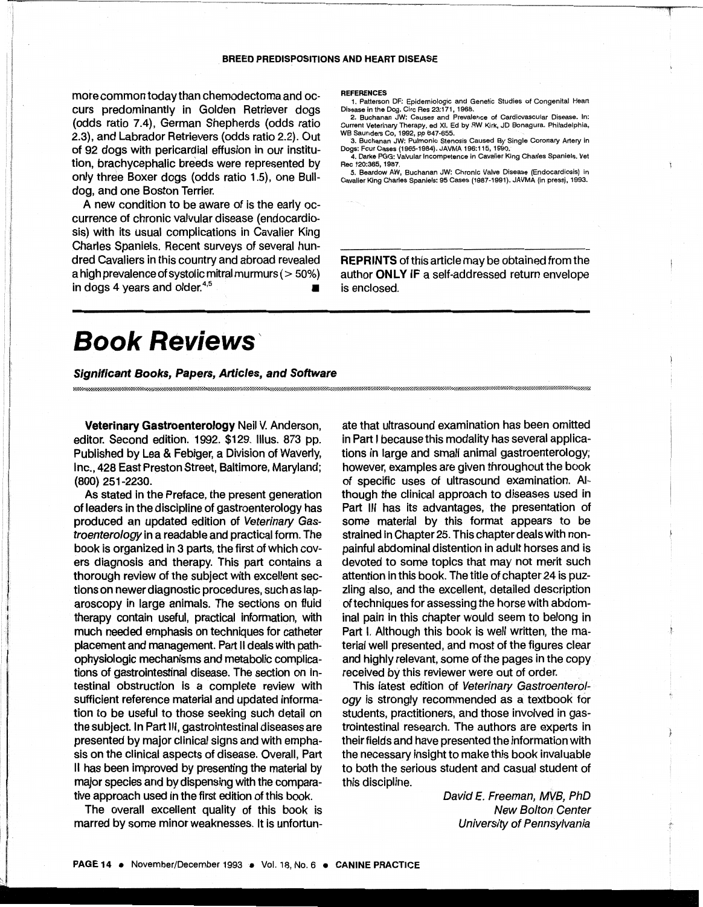more common today than chemodectoma and occurs predominantly in Golden Retriever dogs (odds ratio 7.4), German Shepherds (odds ratio 2.3), and Labrador Retrievers (odds ratio 2.2). Out of 92 dogs with pericardial effusion in our institution, brachycephalic breeds were represented by only three Boxer dogs (odds ratio 1.5), one Bulldog, and one Boston Terrier.

A new condition to be aware of is the early occurrence of chronic valvular disease (endocardiosis) with its usual complications in Cavalier King Charles Spaniels. Recent surveys of several hundred Cavaliers in this country and abroad revealed a high prevalence of systolic mitral murmurs (> 50%) in dogs 4 years and older.[4,5] ■

**REFERENCES**

1. Patterson DF: Epidemiologic and Genetic Studies of Congenital Heart Disease in the Dog. Circ Res 23:171, 1968.
2. Buchanan JW: Causes and Prevalence of Cardiovascular Disease. In: Current Veterinary Therapy, ed XI. Ed by RW Kirk, JD Bonagura. Philadelphia, WB Saunders Co, 1992, pp 647-655.
3. Buchanan JW: Pulmonic Stenosis Caused By Single Coronary Artery in Dogs: Four Cases (1965-1984). JAVMA 196:115, 1990.
4. Darke PGG: Valvular Incompetence in Cavalier King Charles Spaniels. Vet Rec 120:365, 1987.
5. Beardow AW, Buchanan JW: Chronic Valve Disease (Endocardiosis) in Cavalier King Charles Spaniels: 95 Cases (1987-1991). JAVMA (in press), 1993.

**REPRINTS** of this article may be obtained from the author **ONLY IF** a self-addressed return envelope is enclosed.

# Book Reviews

***Significant Books, Papers, Articles, and Software***

**Veterinary Gastroenterology** Neil V. Anderson, editor. Second edition. 1992. $129. Illus. 873 pp. Published by Lea & Febiger, a Division of Waverly, Inc., 428 East Preston Street, Baltimore, Maryland; (800) 251-2230.

As stated in the Preface, the present generation of leaders in the discipline of gastroenterology has produced an updated edition of *Veterinary Gastroenterology* in a readable and practical form. The book is organized in 3 parts, the first of which covers diagnosis and therapy. This part contains a thorough review of the subject with excellent sections on newer diagnostic procedures, such as laparoscopy in large animals. The sections on fluid therapy contain useful, practical information, with much needed emphasis on techniques for catheter placement and management. Part II deals with pathophysiologic mechanisms and metabolic complications of gastrointestinal disease. The section on intestinal obstruction is a complete review with sufficient reference material and updated information to be useful to those seeking such detail on the subject. In Part III, gastrointestinal diseases are presented by major clinical signs and with emphasis on the clinical aspects of disease. Overall, Part II has been improved by presenting the material by major species and by dispensing with the comparative approach used in the first edition of this book.

The overall excellent quality of this book is marred by some minor weaknesses. It is unfortunate that ultrasound examination has been omitted in Part I because this modality has several applications in large and small animal gastroenterology; however, examples are given throughout the book of specific uses of ultrasound examination. Although the clinical approach to diseases used in Part III has its advantages, the presentation of some material by this format appears to be strained in Chapter 25. This chapter deals with nonpainful abdominal distention in adult horses and is devoted to some topics that may not merit such attention in this book. The title of chapter 24 is puzzling also, and the excellent, detailed description of techniques for assessing the horse with abdominal pain in this chapter would seem to belong in Part I. Although this book is well written, the material well presented, and most of the figures clear and highly relevant, some of the pages in the copy received by this reviewer were out of order.

This latest edition of *Veterinary Gastroenterology* is strongly recommended as a textbook for students, practitioners, and those involved in gastrointestinal research. The authors are experts in their fields and have presented the information with the necessary insight to make this book invaluable to both the serious student and casual student of this discipline.

*David E. Freeman, MVB, PhD*
*New Bolton Center*
*University of Pennsylvania*